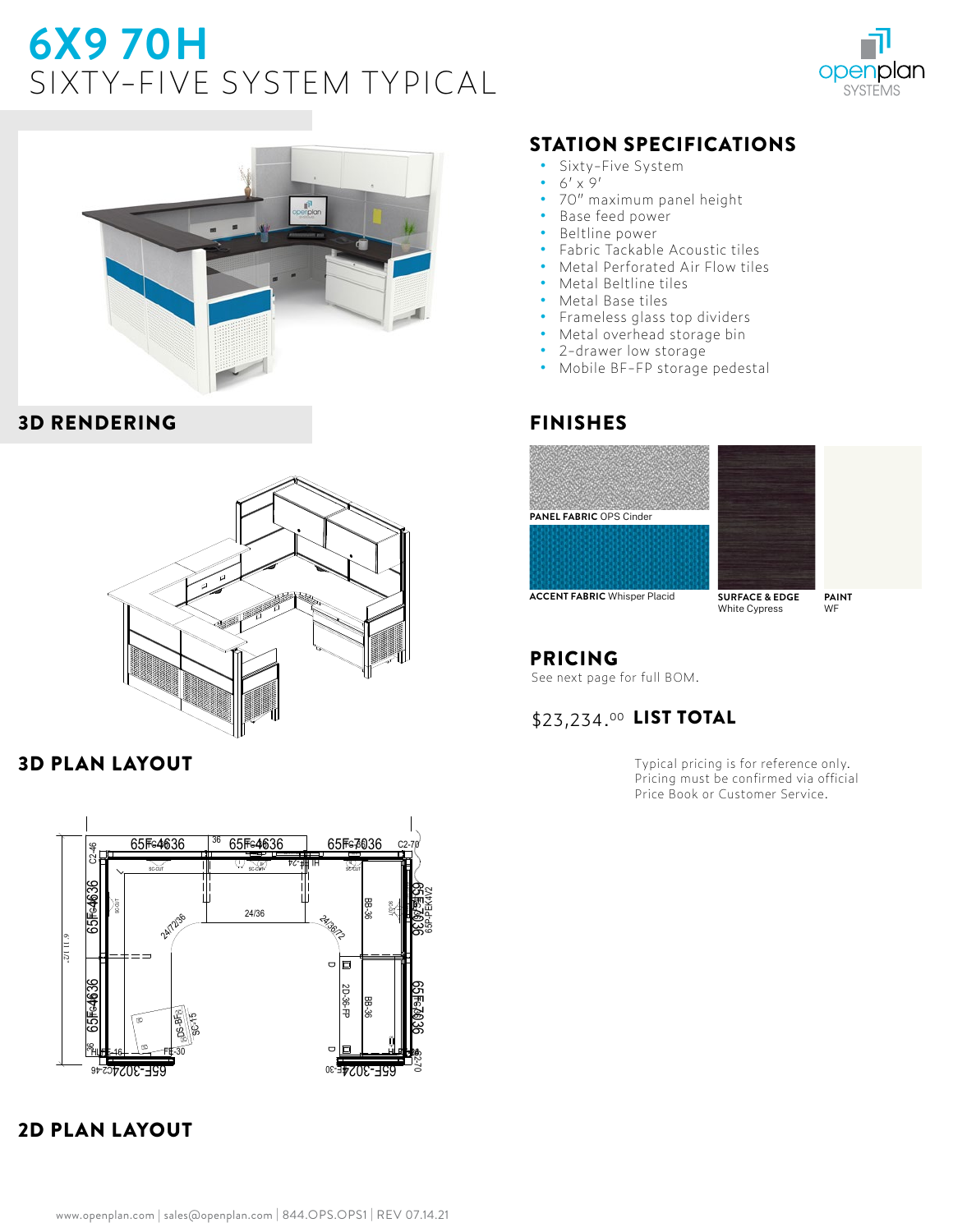# 6X9 70H

## SIXTY-FIVE SYSTEM TYPICAL

3D RENDERING

3D PLAN LAYOUT

2D PLAN LAYOUT

## STATION SPECIFICATIONS

- Sixty-Five System
- 6' x 9'
- 70" maximum panel height
- Base feed power
- Beltline power
- Fabric Tackable Acoustic tiles
- Metal Perforated Air Flow tiles
- Metal Beltline tiles
- Metal Base tiles
- Frameless glass top dividers
- Metal overhead storage bin
- 2-drawer low storage
- Mobile BF-FP storage pedestal

## FINISHES

**PANEL FABRIC** OPS Cinder

**ACCENT FABRIC** Whisper Placid

**SURFACE & EDGE** White Cypress

**PAINT** WF

## PRICING

See next page for full BOM.

$23,234.00 **LIST TOTAL**

Typical pricing is for reference only. Pricing must be confirmed via official Price Book or Customer Service.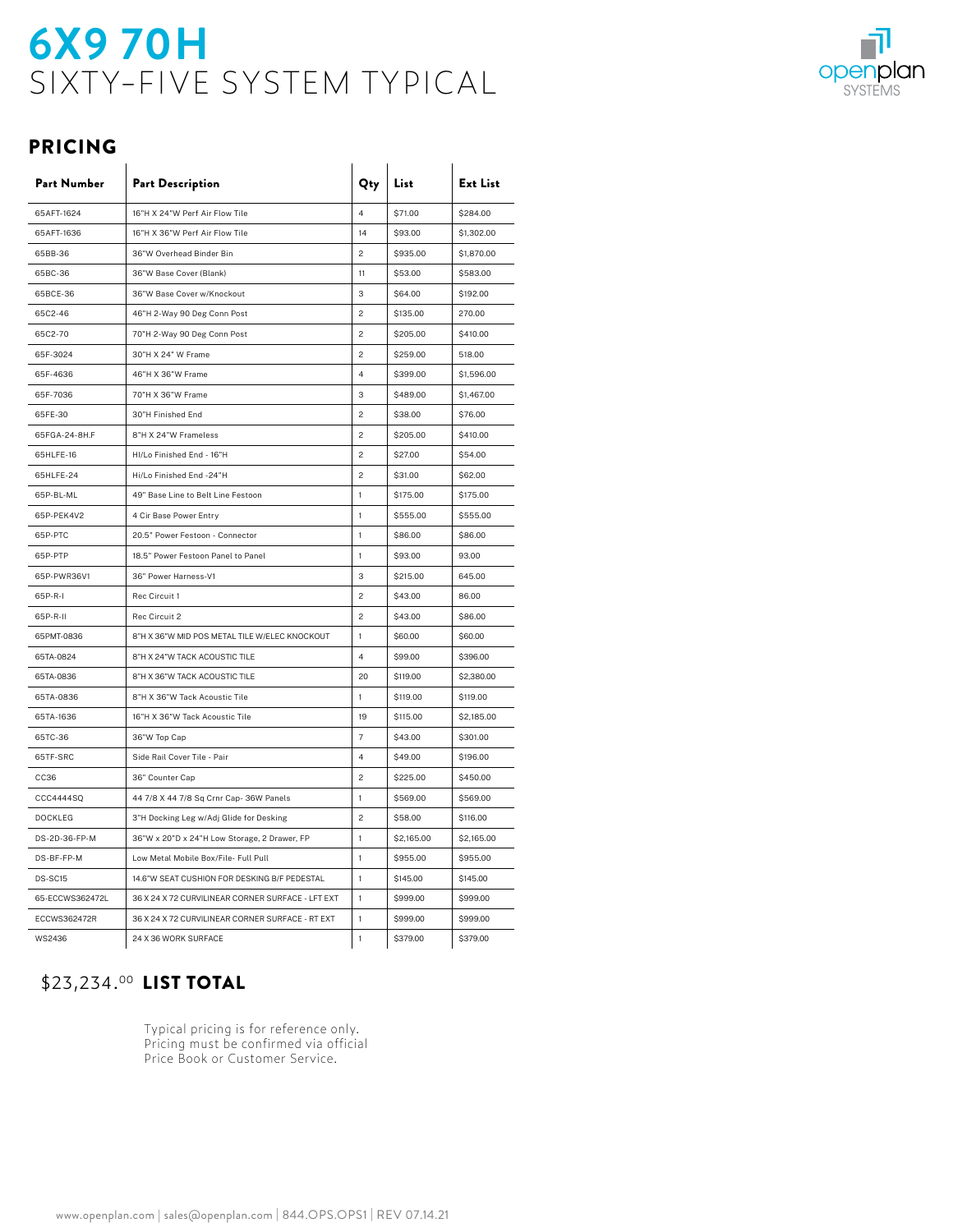# 6X9 70H

SIXTY-FIVE SYSTEM TYPICAL

openplan SYSTEMS

## PRICING

| Part Number | Part Description | Qty | List | Ext List |
|---|---|---|---|---|
| 65AFT-1624 | 16"H X 24"W Perf Air Flow Tile | 4 | $71.00 | $284.00 |
| 65AFT-1636 | 16"H X 36"W Perf Air Flow Tile | 14 | $93.00 | $1,302.00 |
| 65BB-36 | 36"W Overhead Binder Bin | 2 | $935.00 | $1,870.00 |
| 65BC-36 | 36"W Base Cover (Blank) | 11 | $53.00 | $583.00 |
| 65BCE-36 | 36"W Base Cover w/Knockout | 3 | $64.00 | $192.00 |
| 65C2-46 | 46"H 2-Way 90 Deg Conn Post | 2 | $135.00 | 270.00 |
| 65C2-70 | 70"H 2-Way 90 Deg Conn Post | 2 | $205.00 | $410.00 |
| 65F-3024 | 30"H X 24" W Frame | 2 | $259.00 | 518.00 |
| 65F-4636 | 46"H X 36"W Frame | 4 | $399.00 | $1,596.00 |
| 65F-7036 | 70"H X 36"W Frame | 3 | $489.00 | $1,467.00 |
| 65FE-30 | 30"H Finished End | 2 | $38.00 | $76.00 |
| 65FGA-24-8H.F | 8"H X 24"W Frameless | 2 | $205.00 | $410.00 |
| 65HLFE-16 | HI/Lo Finished End - 16"H | 2 | $27.00 | $54.00 |
| 65HLFE-24 | Hi/Lo Finished End -24"H | 2 | $31.00 | $62.00 |
| 65P-BL-ML | 49" Base Line to Belt Line Festoon | 1 | $175.00 | $175.00 |
| 65P-PEK4V2 | 4 Cir Base Power Entry | 1 | $555.00 | $555.00 |
| 65P-PTC | 20.5" Power Festoon - Connector | 1 | $86.00 | $86.00 |
| 65P-PTP | 18.5" Power Festoon Panel to Panel | 1 | $93.00 | 93.00 |
| 65P-PWR36V1 | 36" Power Harness-V1 | 3 | $215.00 | 645.00 |
| 65P-R-I | Rec Circuit 1 | 2 | $43.00 | 86.00 |
| 65P-R-II | Rec Circuit 2 | 2 | $43.00 | $86.00 |
| 65PMT-0836 | 8"H X 36"W MID POS METAL TILE W/ELEC KNOCKOUT | 1 | $60.00 | $60.00 |
| 65TA-0824 | 8"H X 24"W TACK ACOUSTIC TILE | 4 | $99.00 | $396.00 |
| 65TA-0836 | 8"H X 36"W TACK ACOUSTIC TILE | 20 | $119.00 | $2,380.00 |
| 65TA-0836 | 8"H X 36"W Tack Acoustic Tile | 1 | $119.00 | $119.00 |
| 65TA-1636 | 16"H X 36"W Tack Acoustic Tile | 19 | $115.00 | $2,185.00 |
| 65TC-36 | 36"W Top Cap | 7 | $43.00 | $301.00 |
| 65TF-SRC | Side Rail Cover Tile - Pair | 4 | $49.00 | $196.00 |
| CC36 | 36" Counter Cap | 2 | $225.00 | $450.00 |
| CCC4444SQ | 44 7/8 X 44 7/8 Sq Crnr Cap- 36W Panels | 1 | $569.00 | $569.00 |
| DOCKLEG | 3"H Docking Leg w/Adj Glide for Desking | 2 | $58.00 | $116.00 |
| DS-2D-36-FP-M | 36"W x 20"D x 24"H Low Storage, 2 Drawer, FP | 1 | $2,165.00 | $2,165.00 |
| DS-BF-FP-M | Low Metal Mobile Box/File- Full Pull | 1 | $955.00 | $955.00 |
| DS-SC15 | 14.6"W SEAT CUSHION FOR DESKING B/F PEDESTAL | 1 | $145.00 | $145.00 |
| 65-ECCWS362472L | 36 X 24 X 72 CURVILINEAR CORNER SURFACE - LFT EXT | 1 | $999.00 | $999.00 |
| ECCWS362472R | 36 X 24 X 72 CURVILINEAR CORNER SURFACE - RT EXT | 1 | $999.00 | $999.00 |
| WS2436 | 24 X 36 WORK SURFACE | 1 | $379.00 | $379.00 |

$23,234.00 **LIST TOTAL**

Typical pricing is for reference only.
Pricing must be confirmed via official
Price Book or Customer Service.

www.openplan.com | sales@openplan.com | 844.OPS.OPS1 | REV 07.14.21